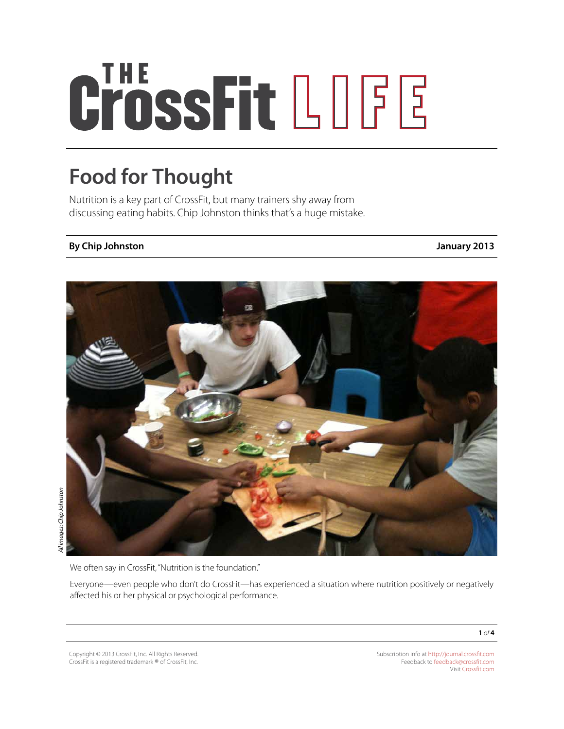# THE CrossFit LIFE

## Food for Thought

Nutrition is a key part of CrossFit, but many trainers shy away from discussing eating habits. Chip Johnston thinks that's a huge mistake.

**By Chip Johnston** **January 2013**

*All images: Chip Johnston*

We often say in CrossFit, "Nutrition is the foundation."

Everyone—even people who don't do CrossFit—has experienced a situation where nutrition positively or negatively affected his or her physical or psychological performance.

Copyright © 2013 CrossFit, Inc. All Rights Reserved.
CrossFit is a registered trademark ® of CrossFit, Inc.

Subscription info at http://journal.crossfit.com
Feedback to feedback@crossfit.com
Visit Crossfit.com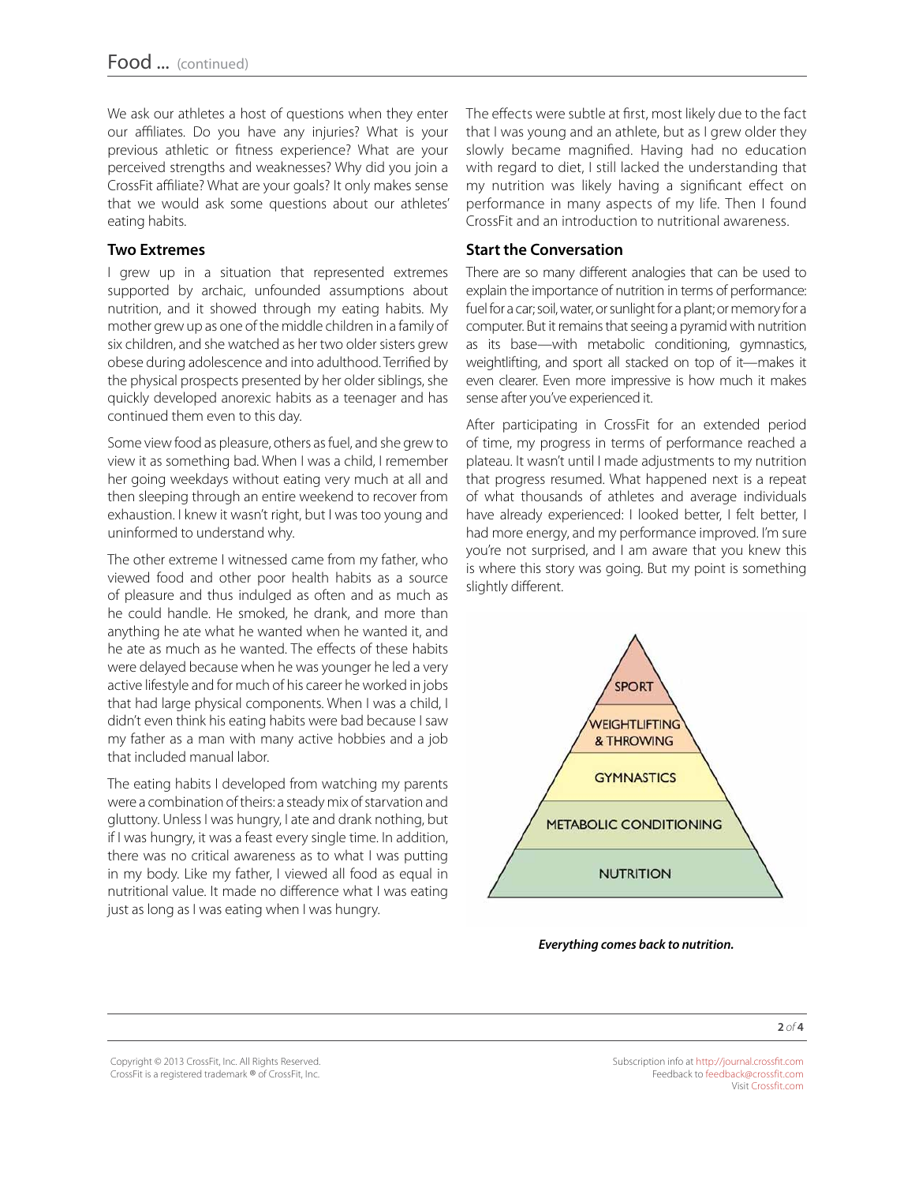We ask our athletes a host of questions when they enter our affiliates. Do you have any injuries? What is your previous athletic or fitness experience? What are your perceived strengths and weaknesses? Why did you join a CrossFit affiliate? What are your goals? It only makes sense that we would ask some questions about our athletes' eating habits.

### Two Extremes

I grew up in a situation that represented extremes supported by archaic, unfounded assumptions about nutrition, and it showed through my eating habits. My mother grew up as one of the middle children in a family of six children, and she watched as her two older sisters grew obese during adolescence and into adulthood. Terrified by the physical prospects presented by her older siblings, she quickly developed anorexic habits as a teenager and has continued them even to this day.

Some view food as pleasure, others as fuel, and she grew to view it as something bad. When I was a child, I remember her going weekdays without eating very much at all and then sleeping through an entire weekend to recover from exhaustion. I knew it wasn't right, but I was too young and uninformed to understand why.

The other extreme I witnessed came from my father, who viewed food and other poor health habits as a source of pleasure and thus indulged as often and as much as he could handle. He smoked, he drank, and more than anything he ate what he wanted when he wanted it, and he ate as much as he wanted. The effects of these habits were delayed because when he was younger he led a very active lifestyle and for much of his career he worked in jobs that had large physical components. When I was a child, I didn't even think his eating habits were bad because I saw my father as a man with many active hobbies and a job that included manual labor.

The eating habits I developed from watching my parents were a combination of theirs: a steady mix of starvation and gluttony. Unless I was hungry, I ate and drank nothing, but if I was hungry, it was a feast every single time. In addition, there was no critical awareness as to what I was putting in my body. Like my father, I viewed all food as equal in nutritional value. It made no difference what I was eating just as long as I was eating when I was hungry.

The effects were subtle at first, most likely due to the fact that I was young and an athlete, but as I grew older they slowly became magnified. Having had no education with regard to diet, I still lacked the understanding that my nutrition was likely having a significant effect on performance in many aspects of my life. Then I found CrossFit and an introduction to nutritional awareness.

### Start the Conversation

There are so many different analogies that can be used to explain the importance of nutrition in terms of performance: fuel for a car; soil, water, or sunlight for a plant; or memory for a computer. But it remains that seeing a pyramid with nutrition as its base—with metabolic conditioning, gymnastics, weightlifting, and sport all stacked on top of it—makes it even clearer. Even more impressive is how much it makes sense after you've experienced it.

After participating in CrossFit for an extended period of time, my progress in terms of performance reached a plateau. It wasn't until I made adjustments to my nutrition that progress resumed. What happened next is a repeat of what thousands of athletes and average individuals have already experienced: I looked better, I felt better, I had more energy, and my performance improved. I'm sure you're not surprised, and I am aware that you knew this is where this story was going. But my point is something slightly different.

SPORT

WEIGHTLIFTING & THROWING

GYMNASTICS

METABOLIC CONDITIONING

NUTRITION

***Everything comes back to nutrition.***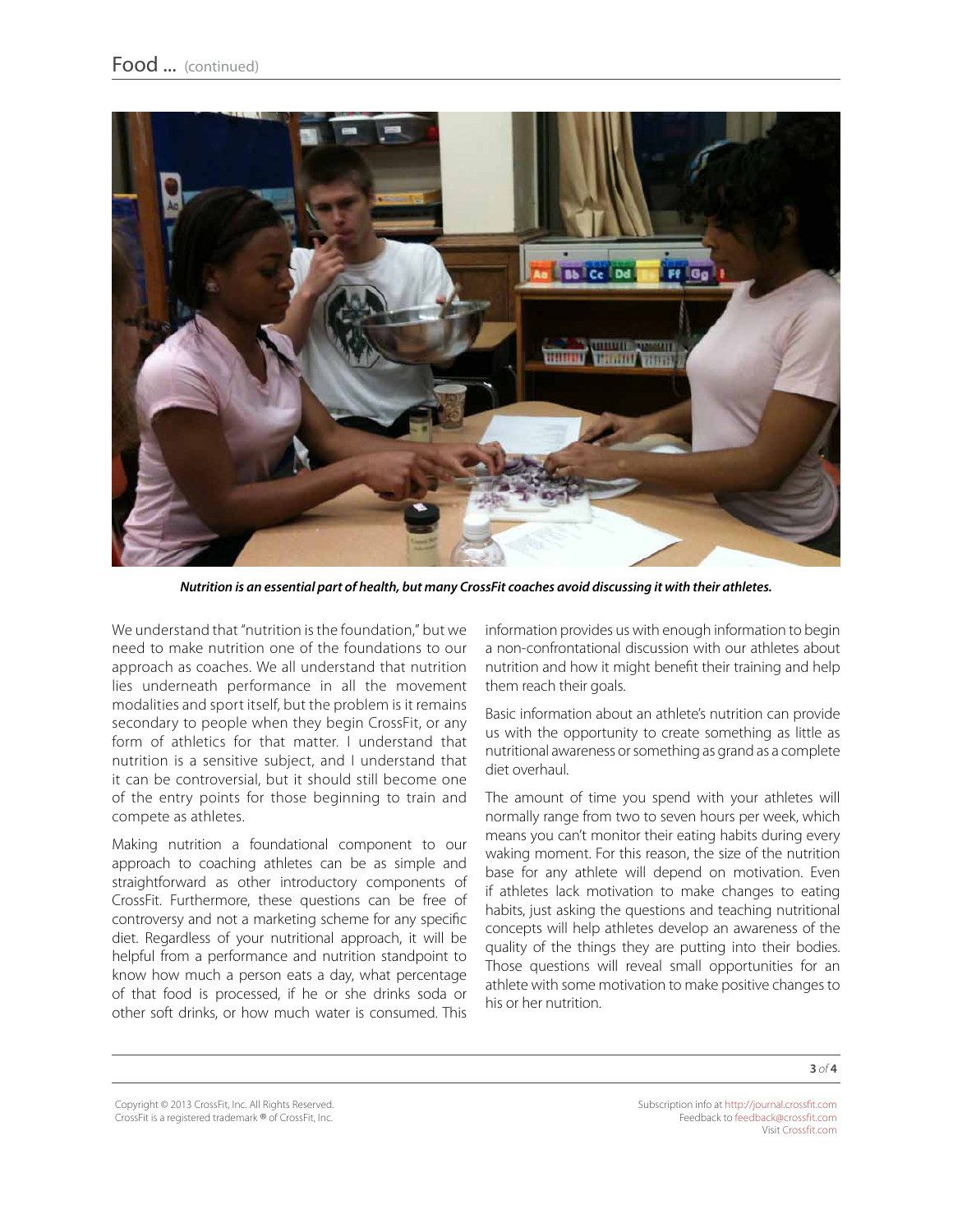*Nutrition is an essential part of health, but many CrossFit coaches avoid discussing it with their athletes.*

We understand that "nutrition is the foundation," but we need to make nutrition one of the foundations to our approach as coaches. We all understand that nutrition lies underneath performance in all the movement modalities and sport itself, but the problem is it remains secondary to people when they begin CrossFit, or any form of athletics for that matter. I understand that nutrition is a sensitive subject, and I understand that it can be controversial, but it should still become one of the entry points for those beginning to train and compete as athletes.

Making nutrition a foundational component to our approach to coaching athletes can be as simple and straightforward as other introductory components of CrossFit. Furthermore, these questions can be free of controversy and not a marketing scheme for any specific diet. Regardless of your nutritional approach, it will be helpful from a performance and nutrition standpoint to know how much a person eats a day, what percentage of that food is processed, if he or she drinks soda or other soft drinks, or how much water is consumed. This information provides us with enough information to begin a non-confrontational discussion with our athletes about nutrition and how it might benefit their training and help them reach their goals.

Basic information about an athlete's nutrition can provide us with the opportunity to create something as little as nutritional awareness or something as grand as a complete diet overhaul.

The amount of time you spend with your athletes will normally range from two to seven hours per week, which means you can't monitor their eating habits during every waking moment. For this reason, the size of the nutrition base for any athlete will depend on motivation. Even if athletes lack motivation to make changes to eating habits, just asking the questions and teaching nutritional concepts will help athletes develop an awareness of the quality of the things they are putting into their bodies. Those questions will reveal small opportunities for an athlete with some motivation to make positive changes to his or her nutrition.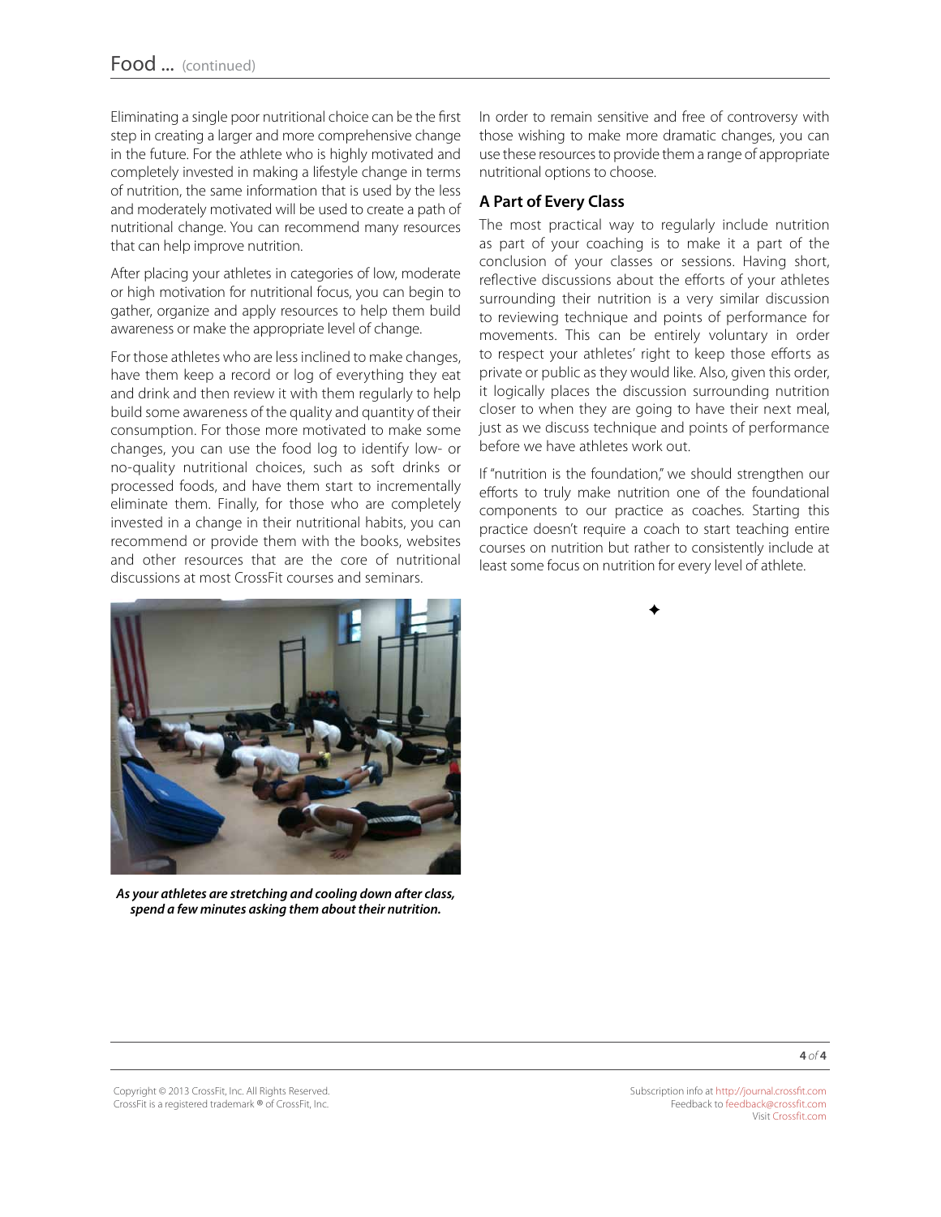Eliminating a single poor nutritional choice can be the first step in creating a larger and more comprehensive change in the future. For the athlete who is highly motivated and completely invested in making a lifestyle change in terms of nutrition, the same information that is used by the less and moderately motivated will be used to create a path of nutritional change. You can recommend many resources that can help improve nutrition.

After placing your athletes in categories of low, moderate or high motivation for nutritional focus, you can begin to gather, organize and apply resources to help them build awareness or make the appropriate level of change.

For those athletes who are less inclined to make changes, have them keep a record or log of everything they eat and drink and then review it with them regularly to help build some awareness of the quality and quantity of their consumption. For those more motivated to make some changes, you can use the food log to identify low- or no-quality nutritional choices, such as soft drinks or processed foods, and have them start to incrementally eliminate them. Finally, for those who are completely invested in a change in their nutritional habits, you can recommend or provide them with the books, websites and other resources that are the core of nutritional discussions at most CrossFit courses and seminars.

*As your athletes are stretching and cooling down after class, spend a few minutes asking them about their nutrition.*

In order to remain sensitive and free of controversy with those wishing to make more dramatic changes, you can use these resources to provide them a range of appropriate nutritional options to choose.

## A Part of Every Class

The most practical way to regularly include nutrition as part of your coaching is to make it a part of the conclusion of your classes or sessions. Having short, reflective discussions about the efforts of your athletes surrounding their nutrition is a very similar discussion to reviewing technique and points of performance for movements. This can be entirely voluntary in order to respect your athletes' right to keep those efforts as private or public as they would like. Also, given this order, it logically places the discussion surrounding nutrition closer to when they are going to have their next meal, just as we discuss technique and points of performance before we have athletes work out.

If "nutrition is the foundation," we should strengthen our efforts to truly make nutrition one of the foundational components to our practice as coaches. Starting this practice doesn't require a coach to start teaching entire courses on nutrition but rather to consistently include at least some focus on nutrition for every level of athlete.

✦